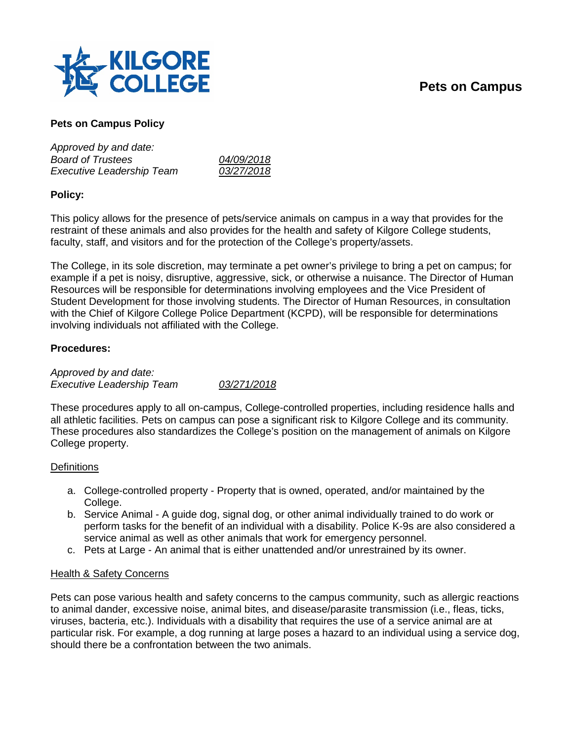# Pets on Campus

**Pets on Campus Policy**

*Approved by and date:*
*Board of Trustees* *04/09/2018*
*Executive Leadership Team* *03/27/2018*

**Policy:**

This policy allows for the presence of pets/service animals on campus in a way that provides for the restraint of these animals and also provides for the health and safety of Kilgore College students, faculty, staff, and visitors and for the protection of the College's property/assets.

The College, in its sole discretion, may terminate a pet owner's privilege to bring a pet on campus; for example if a pet is noisy, disruptive, aggressive, sick, or otherwise a nuisance. The Director of Human Resources will be responsible for determinations involving employees and the Vice President of Student Development for those involving students. The Director of Human Resources, in consultation with the Chief of Kilgore College Police Department (KCPD), will be responsible for determinations involving individuals not affiliated with the College.

**Procedures:**

*Approved by and date:*
*Executive Leadership Team* *03/271/2018*

These procedures apply to all on-campus, College-controlled properties, including residence halls and all athletic facilities. Pets on campus can pose a significant risk to Kilgore College and its community. These procedures also standardizes the College's position on the management of animals on Kilgore College property.

Definitions

a. College-controlled property - Property that is owned, operated, and/or maintained by the College.
b. Service Animal - A guide dog, signal dog, or other animal individually trained to do work or perform tasks for the benefit of an individual with a disability. Police K-9s are also considered a service animal as well as other animals that work for emergency personnel.
c. Pets at Large - An animal that is either unattended and/or unrestrained by its owner.

Health & Safety Concerns

Pets can pose various health and safety concerns to the campus community, such as allergic reactions to animal dander, excessive noise, animal bites, and disease/parasite transmission (i.e., fleas, ticks, viruses, bacteria, etc.). Individuals with a disability that requires the use of a service animal are at particular risk. For example, a dog running at large poses a hazard to an individual using a service dog, should there be a confrontation between the two animals.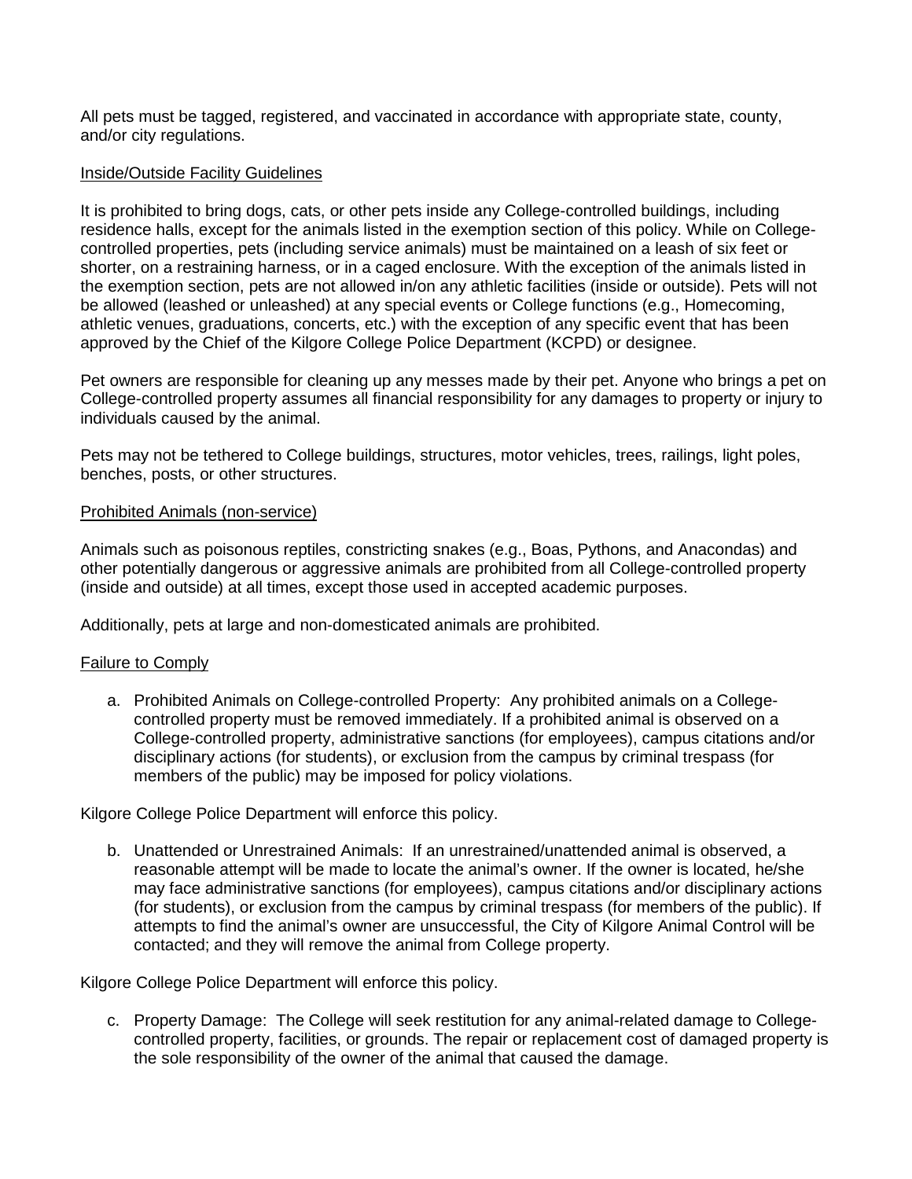All pets must be tagged, registered, and vaccinated in accordance with appropriate state, county, and/or city regulations.

Inside/Outside Facility Guidelines

It is prohibited to bring dogs, cats, or other pets inside any College-controlled buildings, including residence halls, except for the animals listed in the exemption section of this policy. While on College-controlled properties, pets (including service animals) must be maintained on a leash of six feet or shorter, on a restraining harness, or in a caged enclosure. With the exception of the animals listed in the exemption section, pets are not allowed in/on any athletic facilities (inside or outside). Pets will not be allowed (leashed or unleashed) at any special events or College functions (e.g., Homecoming, athletic venues, graduations, concerts, etc.) with the exception of any specific event that has been approved by the Chief of the Kilgore College Police Department (KCPD) or designee.

Pet owners are responsible for cleaning up any messes made by their pet. Anyone who brings a pet on College-controlled property assumes all financial responsibility for any damages to property or injury to individuals caused by the animal.

Pets may not be tethered to College buildings, structures, motor vehicles, trees, railings, light poles, benches, posts, or other structures.

Prohibited Animals (non-service)

Animals such as poisonous reptiles, constricting snakes (e.g., Boas, Pythons, and Anacondas) and other potentially dangerous or aggressive animals are prohibited from all College-controlled property (inside and outside) at all times, except those used in accepted academic purposes.

Additionally, pets at large and non-domesticated animals are prohibited.

Failure to Comply

a. Prohibited Animals on College-controlled Property: Any prohibited animals on a College-controlled property must be removed immediately. If a prohibited animal is observed on a College-controlled property, administrative sanctions (for employees), campus citations and/or disciplinary actions (for students), or exclusion from the campus by criminal trespass (for members of the public) may be imposed for policy violations.

Kilgore College Police Department will enforce this policy.

b. Unattended or Unrestrained Animals: If an unrestrained/unattended animal is observed, a reasonable attempt will be made to locate the animal's owner. If the owner is located, he/she may face administrative sanctions (for employees), campus citations and/or disciplinary actions (for students), or exclusion from the campus by criminal trespass (for members of the public). If attempts to find the animal's owner are unsuccessful, the City of Kilgore Animal Control will be contacted; and they will remove the animal from College property.

Kilgore College Police Department will enforce this policy.

c. Property Damage: The College will seek restitution for any animal-related damage to College-controlled property, facilities, or grounds. The repair or replacement cost of damaged property is the sole responsibility of the owner of the animal that caused the damage.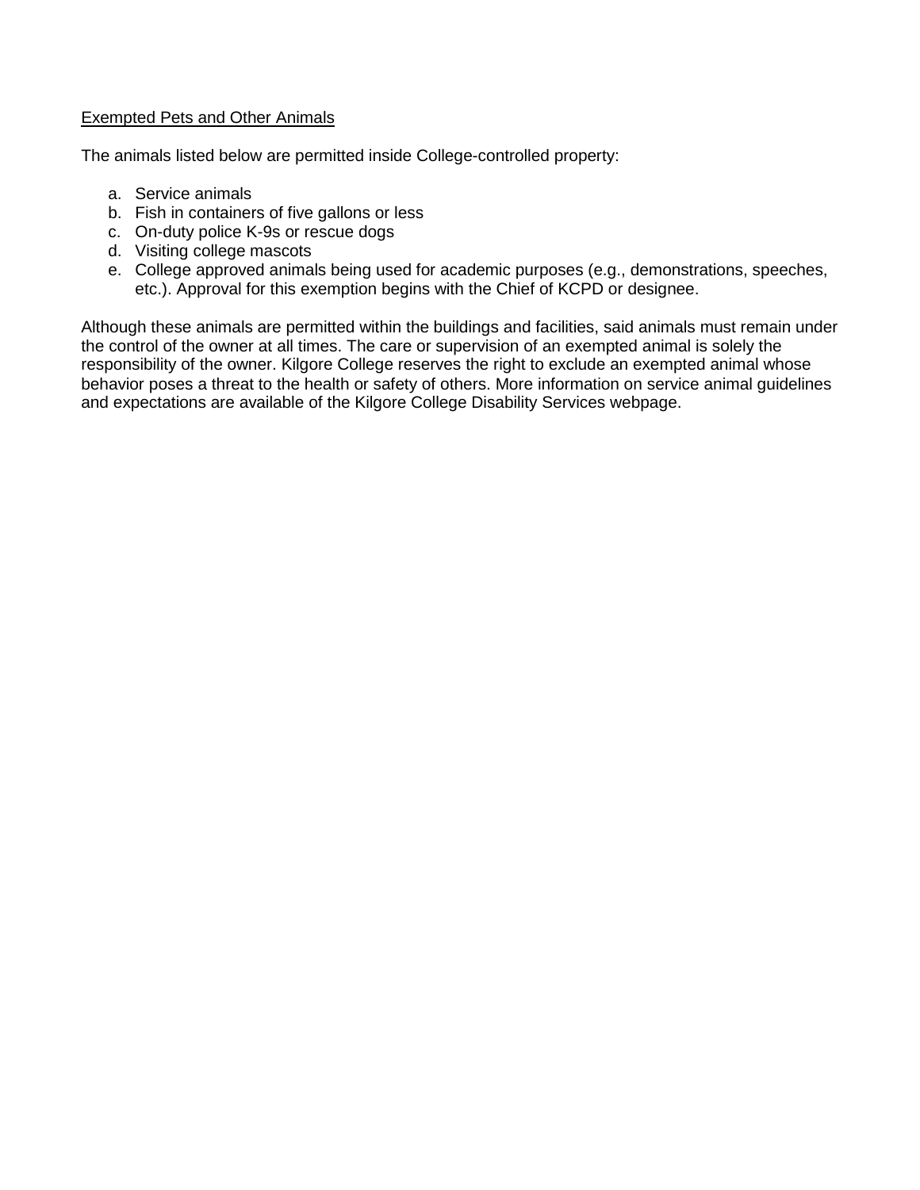Exempted Pets and Other Animals

The animals listed below are permitted inside College-controlled property:

a. Service animals
b. Fish in containers of five gallons or less
c. On-duty police K-9s or rescue dogs
d. Visiting college mascots
e. College approved animals being used for academic purposes (e.g., demonstrations, speeches, etc.). Approval for this exemption begins with the Chief of KCPD or designee.

Although these animals are permitted within the buildings and facilities, said animals must remain under the control of the owner at all times. The care or supervision of an exempted animal is solely the responsibility of the owner. Kilgore College reserves the right to exclude an exempted animal whose behavior poses a threat to the health or safety of others. More information on service animal guidelines and expectations are available of the Kilgore College Disability Services webpage.